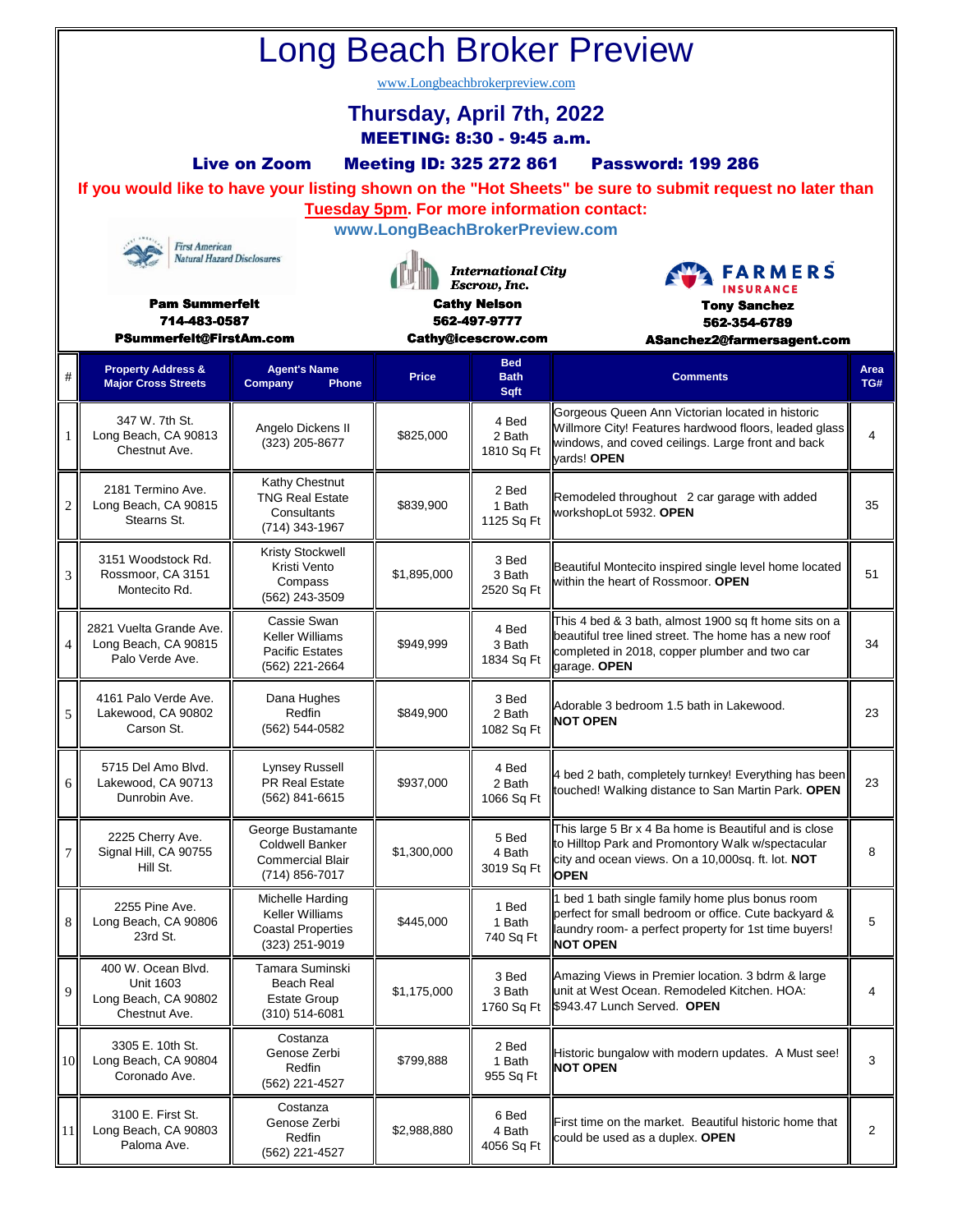# Long Beach Broker Preview

www.Longbeachbrokerpreview.com

## Thursday, April 7th, 2022

**MEETING: 8:30 - 9:45 a.m.**

**Live on Zoom    Meeting ID: 325 272 861    Password: 199 286**

**If you would like to have your listing shown on the "Hot Sheets" be sure to submit request no later than Tuesday 5pm. For more information contact:**

**www.LongBeachBrokerPreview.com**

First American Natural Hazard Disclosures
**Pam Summerfelt**
**714-483-0587**
**PSummerfelt@FirstAm.com**

International City Escrow, Inc.
**Cathy Nelson**
**562-497-9777**
**Cathy@icescrow.com**

FARMERS INSURANCE
**Tony Sanchez**
**562-354-6789**
**ASanchez2@farmersagent.com**

| # | Property Address & Major Cross Streets | Agent's Name Company Phone | Price | Bed Bath Sqft | Comments | Area TG# |
|---|---|---|---|---|---|---|
| 1 | 347 W. 7th St. Long Beach, CA 90813 Chestnut Ave. | Angelo Dickens II (323) 205-8677 | $825,000 | 4 Bed 2 Bath 1810 Sq Ft | Gorgeous Queen Ann Victorian located in historic Willmore City! Features hardwood floors, leaded glass windows, and coved ceilings. Large front and back yards! **OPEN** | 4 |
| 2 | 2181 Termino Ave. Long Beach, CA 90815 Stearns St. | Kathy Chestnut TNG Real Estate Consultants (714) 343-1967 | $839,900 | 2 Bed 1 Bath 1125 Sq Ft | Remodeled throughout 2 car garage with added workshopLot 5932. **OPEN** | 35 |
| 3 | 3151 Woodstock Rd. Rossmoor, CA 3151 Montecito Rd. | Kristy Stockwell Kristi Vento Compass (562) 243-3509 | $1,895,000 | 3 Bed 3 Bath 2520 Sq Ft | Beautiful Montecito inspired single level home located within the heart of Rossmoor. **OPEN** | 51 |
| 4 | 2821 Vuelta Grande Ave. Long Beach, CA 90815 Palo Verde Ave. | Cassie Swan Keller Williams Pacific Estates (562) 221-2664 | $949,999 | 4 Bed 3 Bath 1834 Sq Ft | This 4 bed & 3 bath, almost 1900 sq ft home sits on a beautiful tree lined street. The home has a new roof completed in 2018, copper plumber and two car garage. **OPEN** | 34 |
| 5 | 4161 Palo Verde Ave. Lakewood, CA 90802 Carson St. | Dana Hughes Redfin (562) 544-0582 | $849,900 | 3 Bed 2 Bath 1082 Sq Ft | Adorable 3 bedroom 1.5 bath in Lakewood. **NOT OPEN** | 23 |
| 6 | 5715 Del Amo Blvd. Lakewood, CA 90713 Dunrobin Ave. | Lynsey Russell PR Real Estate (562) 841-6615 | $937,000 | 4 Bed 2 Bath 1066 Sq Ft | 4 bed 2 bath, completely turnkey! Everything has been touched! Walking distance to San Martin Park. **OPEN** | 23 |
| 7 | 2225 Cherry Ave. Signal Hill, CA 90755 Hill St. | George Bustamante Coldwell Banker Commercial Blair (714) 856-7017 | $1,300,000 | 5 Bed 4 Bath 3019 Sq Ft | This large 5 Br x 4 Ba home is Beautiful and is close to Hilltop Park and Promontory Walk w/spectacular city and ocean views. On a 10,000sq. ft. lot. **NOT OPEN** | 8 |
| 8 | 2255 Pine Ave. Long Beach, CA 90806 23rd St. | Michelle Harding Keller Williams Coastal Properties (323) 251-9019 | $445,000 | 1 Bed 1 Bath 740 Sq Ft | 1 bed 1 bath single family home plus bonus room perfect for small bedroom or office. Cute backyard & laundry room- a perfect property for 1st time buyers! **NOT OPEN** | 5 |
| 9 | 400 W. Ocean Blvd. Unit 1603 Long Beach, CA 90802 Chestnut Ave. | Tamara Suminski Beach Real Estate Group (310) 514-6081 | $1,175,000 | 3 Bed 3 Bath 1760 Sq Ft | Amazing Views in Premier location. 3 bdrm & large unit at West Ocean. Remodeled Kitchen. HOA: $943.47 Lunch Served. **OPEN** | 4 |
| 10 | 3305 E. 10th St. Long Beach, CA 90804 Coronado Ave. | Costanza Genose Zerbi Redfin (562) 221-4527 | $799,888 | 2 Bed 1 Bath 955 Sq Ft | Historic bungalow with modern updates. A Must see! **NOT OPEN** | 3 |
| 11 | 3100 E. First St. Long Beach, CA 90803 Paloma Ave. | Costanza Genose Zerbi Redfin (562) 221-4527 | $2,988,880 | 6 Bed 4 Bath 4056 Sq Ft | First time on the market. Beautiful historic home that could be used as a duplex. **OPEN** | 2 |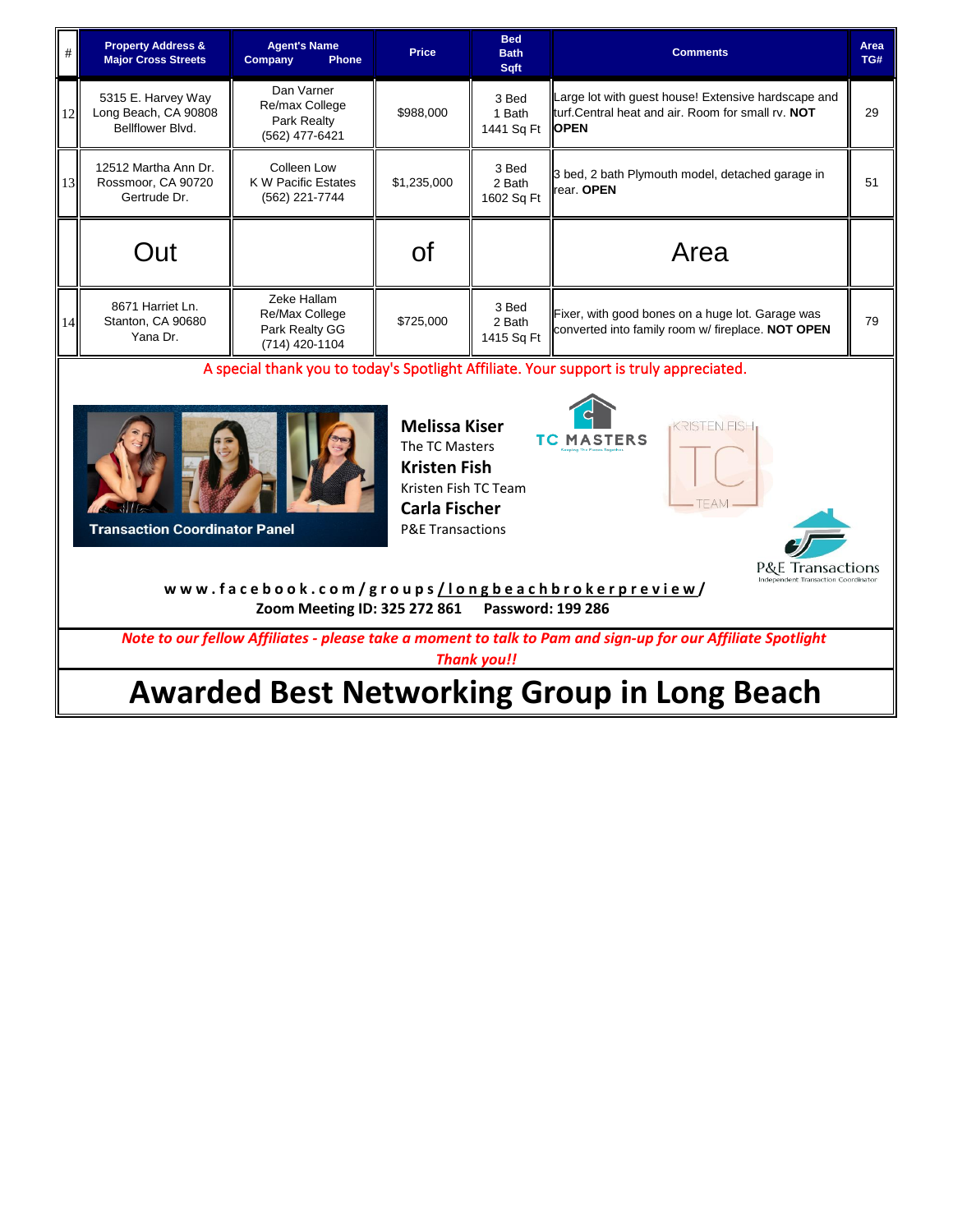| # | Property Address & Major Cross Streets | Agent's Name Company Phone | Price | Bed Bath Sqft | Comments | Area TG# |
|---|---|---|---|---|---|---|
| 12 | 5315 E. Harvey Way Long Beach, CA 90808 Bellflower Blvd. | Dan Varner Re/max College Park Realty (562) 477-6421 | $988,000 | 3 Bed 1 Bath 1441 Sq Ft | Large lot with guest house! Extensive hardscape and turf.Central heat and air. Room for small rv. **NOT OPEN** | 29 |
| 13 | 12512 Martha Ann Dr. Rossmoor, CA 90720 Gertrude Dr. | Colleen Low K W Pacific Estates (562) 221-7744 | $1,235,000 | 3 Bed 2 Bath 1602 Sq Ft | 3 bed, 2 bath Plymouth model, detached garage in rear. **OPEN** | 51 |
| | Out | | of | | Area | |
| 14 | 8671 Harriet Ln. Stanton, CA 90680 Yana Dr. | Zeke Hallam Re/Max College Park Realty GG (714) 420-1104 | $725,000 | 3 Bed 2 Bath 1415 Sq Ft | Fixer, with good bones on a huge lot. Garage was converted into family room w/ fireplace. **NOT OPEN** | 79 |

A special thank you to today's Spotlight Affiliate. Your support is truly appreciated.

Transaction Coordinator Panel

**Melissa Kiser**
The TC Masters

**Kristen Fish**
Kristen Fish TC Team

**Carla Fischer**
P&E Transactions

TC MASTERS

KRISTEN FISH TC TEAM

P&E Transactions
Independent Transaction Coordinator

**www.facebook.com/groups/longbeachbrokerpreview/**

**Zoom Meeting ID: 325 272 861 Password: 199 286**

***Note to our fellow Affiliates - please take a moment to talk to Pam and sign-up for our Affiliate Spotlight***

***Thank you!!***

# Awarded Best Networking Group in Long Beach